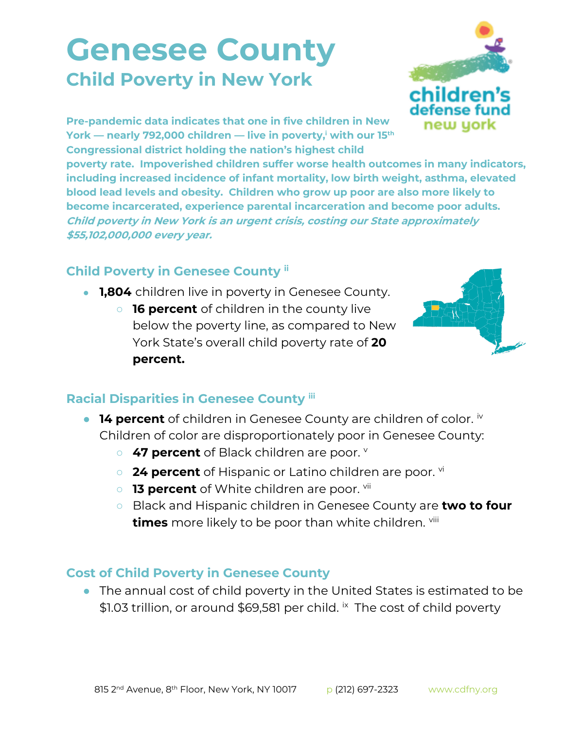# Genesee County

## Child Poverty in New York

**Pre-pandemic data indicates that one in five children in New York — nearly 792,000 children — live in poverty,[i] with our 15th Congressional district holding the nation's highest child poverty rate. Impoverished children suffer worse health outcomes in many indicators, including increased incidence of infant mortality, low birth weight, asthma, elevated blood lead levels and obesity. Children who grow up poor are also more likely to become incarcerated, experience parental incarceration and become poor adults.** ***Child poverty in New York is an urgent crisis, costing our State approximately $55,102,000,000 every year.***

### Child Poverty in Genesee County [ii]

- **1,804** children live in poverty in Genesee County.
  - **16 percent** of children in the county live below the poverty line, as compared to New York State's overall child poverty rate of **20 percent.**

### Racial Disparities in Genesee County [iii]

- **14 percent** of children in Genesee County are children of color. [iv] Children of color are disproportionately poor in Genesee County:
  - **47 percent** of Black children are poor. [v]
  - **24 percent** of Hispanic or Latino children are poor. [vi]
  - **13 percent** of White children are poor. [vii]
  - Black and Hispanic children in Genesee County are **two to four times** more likely to be poor than white children. [viii]

### Cost of Child Poverty in Genesee County

- The annual cost of child poverty in the United States is estimated to be $1.03 trillion, or around $69,581 per child. [ix] The cost of child poverty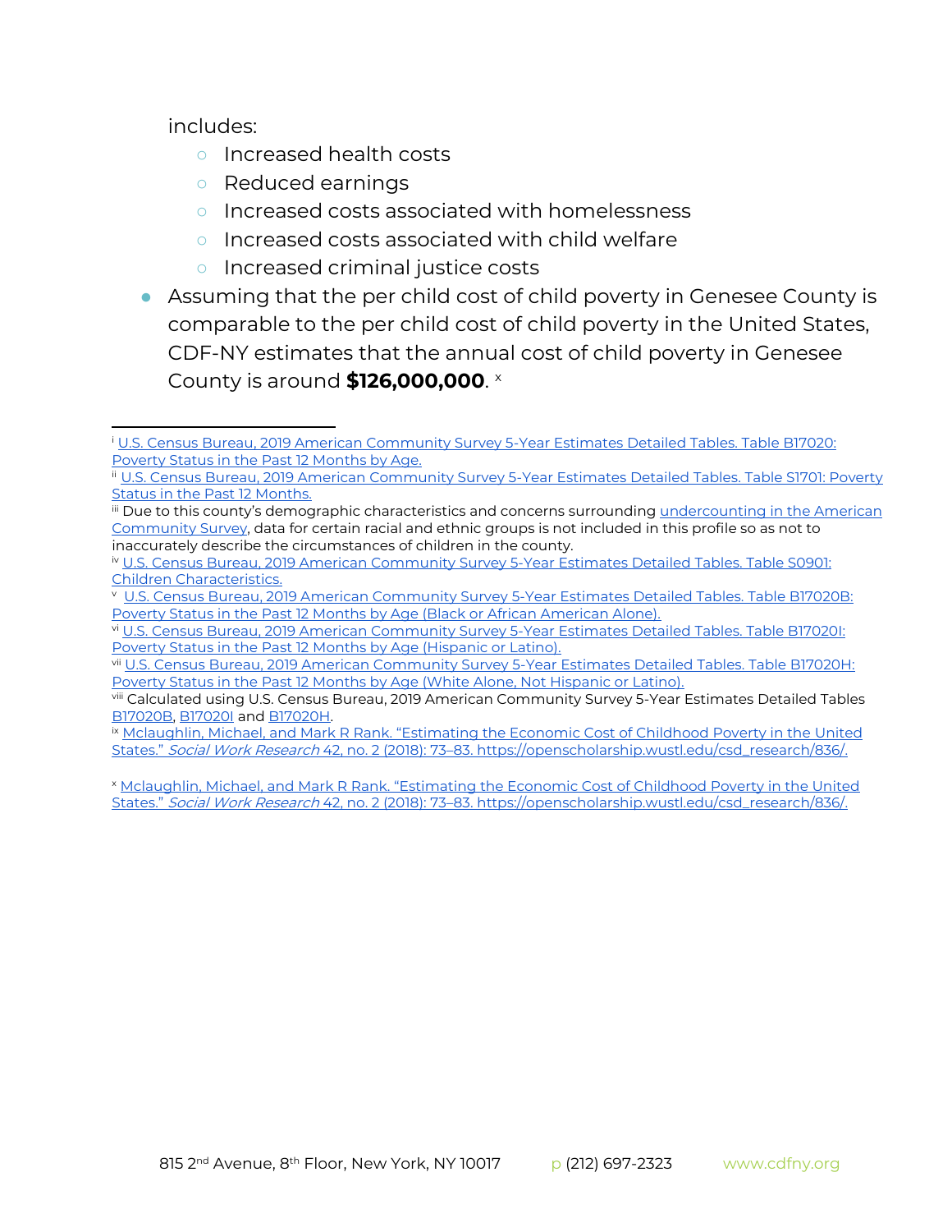includes:

- Increased health costs
- Reduced earnings
- Increased costs associated with homelessness
- Increased costs associated with child welfare
- Increased criminal justice costs

- Assuming that the per child cost of child poverty in Genesee County is comparable to the per child cost of child poverty in the United States, CDF-NY estimates that the annual cost of child poverty in Genesee County is around **$126,000,000**. [x]

---

[i] U.S. Census Bureau, 2019 American Community Survey 5-Year Estimates Detailed Tables. Table B17020: Poverty Status in the Past 12 Months by Age.

[ii] U.S. Census Bureau, 2019 American Community Survey 5-Year Estimates Detailed Tables. Table S1701: Poverty Status in the Past 12 Months.

[iii] Due to this county's demographic characteristics and concerns surrounding undercounting in the American Community Survey, data for certain racial and ethnic groups is not included in this profile so as not to inaccurately describe the circumstances of children in the county.

[iv] U.S. Census Bureau, 2019 American Community Survey 5-Year Estimates Detailed Tables. Table S0901: Children Characteristics.

[v] U.S. Census Bureau, 2019 American Community Survey 5-Year Estimates Detailed Tables. Table B17020B: Poverty Status in the Past 12 Months by Age (Black or African American Alone).

[vi] U.S. Census Bureau, 2019 American Community Survey 5-Year Estimates Detailed Tables. Table B17020I: Poverty Status in the Past 12 Months by Age (Hispanic or Latino).

[vii] U.S. Census Bureau, 2019 American Community Survey 5-Year Estimates Detailed Tables. Table B17020H: Poverty Status in the Past 12 Months by Age (White Alone, Not Hispanic or Latino).

[viii] Calculated using U.S. Census Bureau, 2019 American Community Survey 5-Year Estimates Detailed Tables B17020B, B17020I and B17020H.

[ix] Mclaughlin, Michael, and Mark R Rank. "Estimating the Economic Cost of Childhood Poverty in the United States." *Social Work Research* 42, no. 2 (2018): 73–83. https://openscholarship.wustl.edu/csd_research/836/.

[x] Mclaughlin, Michael, and Mark R Rank. "Estimating the Economic Cost of Childhood Poverty in the United States." *Social Work Research* 42, no. 2 (2018): 73–83. https://openscholarship.wustl.edu/csd_research/836/.